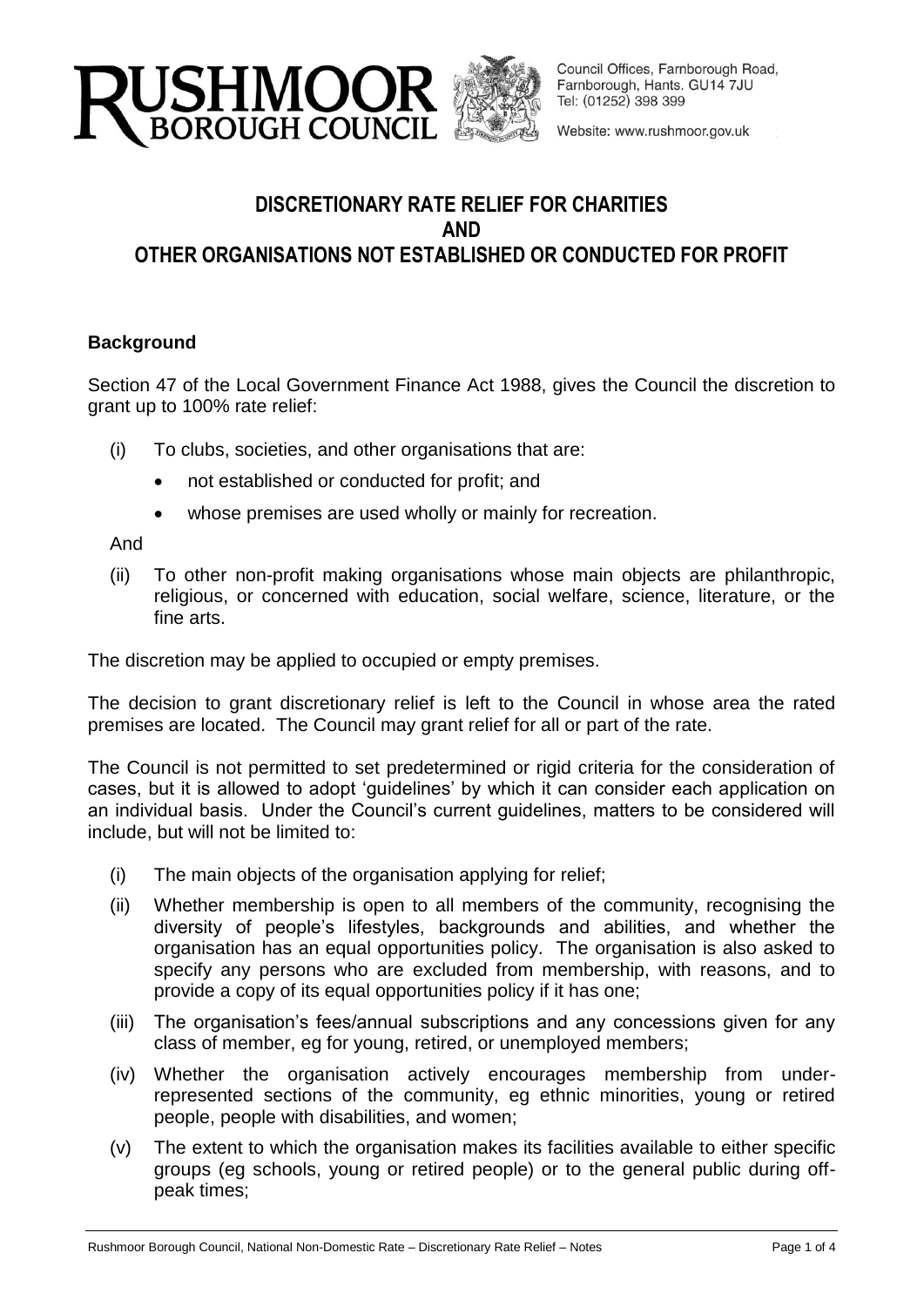# DISCRETIONARY RATE RELIEF FOR CHARITIES AND OTHER ORGANISATIONS NOT ESTABLISHED OR CONDUCTED FOR PROFIT

Council Offices, Farnborough Road, Farnborough, Hants. GU14 7JU
Tel: (01252) 398 399
Website: www.rushmoor.gov.uk

## Background

Section 47 of the Local Government Finance Act 1988, gives the Council the discretion to grant up to 100% rate relief:

(i) To clubs, societies, and other organisations that are:
- not established or conducted for profit; and
- whose premises are used wholly or mainly for recreation.

And

(ii) To other non-profit making organisations whose main objects are philanthropic, religious, or concerned with education, social welfare, science, literature, or the fine arts.

The discretion may be applied to occupied or empty premises.

The decision to grant discretionary relief is left to the Council in whose area the rated premises are located. The Council may grant relief for all or part of the rate.

The Council is not permitted to set predetermined or rigid criteria for the consideration of cases, but it is allowed to adopt 'guidelines' by which it can consider each application on an individual basis. Under the Council's current guidelines, matters to be considered will include, but will not be limited to:

(i) The main objects of the organisation applying for relief;
(ii) Whether membership is open to all members of the community, recognising the diversity of people's lifestyles, backgrounds and abilities, and whether the organisation has an equal opportunities policy. The organisation is also asked to specify any persons who are excluded from membership, with reasons, and to provide a copy of its equal opportunities policy if it has one;
(iii) The organisation's fees/annual subscriptions and any concessions given for any class of member, eg for young, retired, or unemployed members;
(iv) Whether the organisation actively encourages membership from under-represented sections of the community, eg ethnic minorities, young or retired people, people with disabilities, and women;
(v) The extent to which the organisation makes its facilities available to either specific groups (eg schools, young or retired people) or to the general public during off-peak times;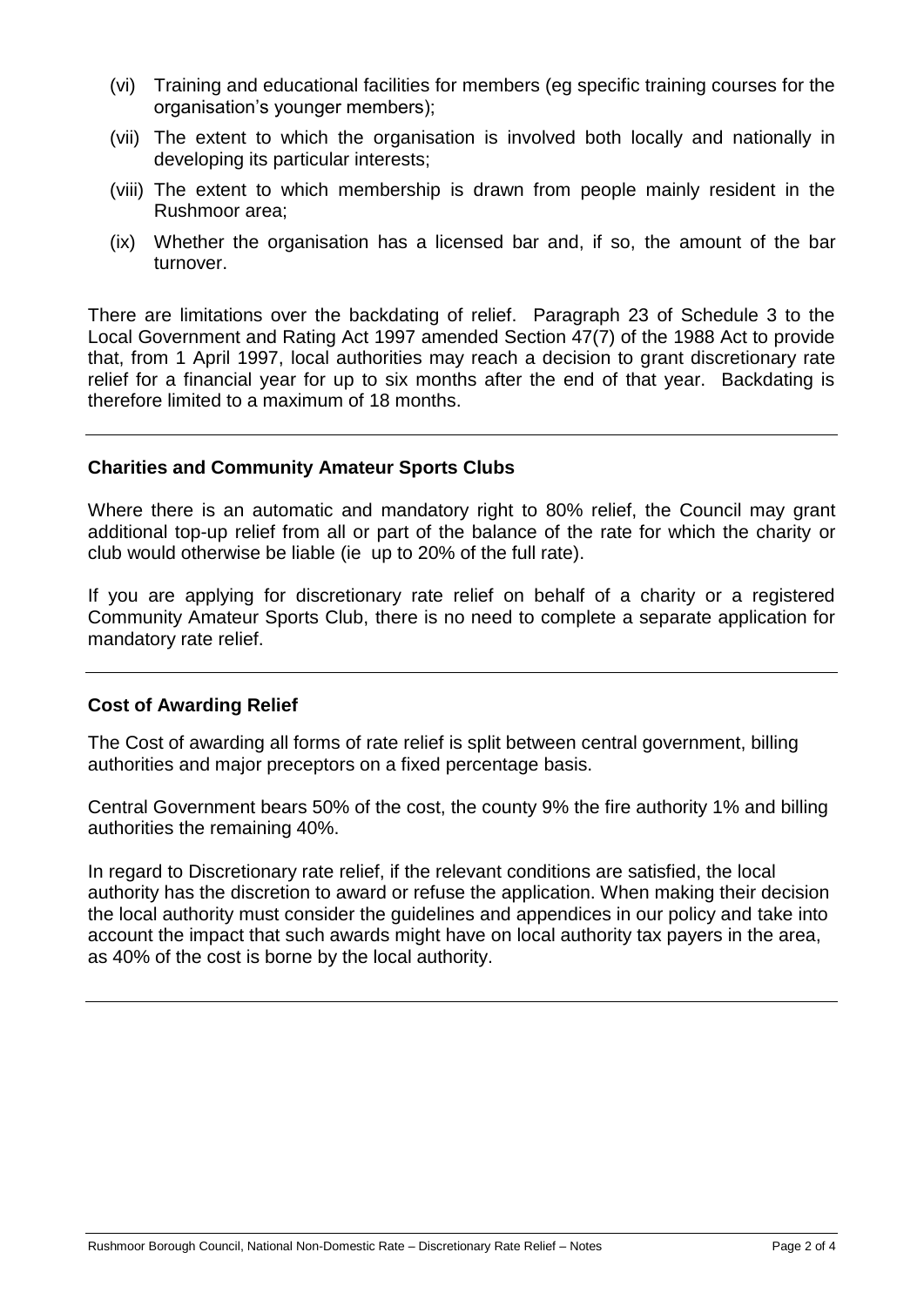(vi) Training and educational facilities for members (eg specific training courses for the organisation's younger members);

(vii) The extent to which the organisation is involved both locally and nationally in developing its particular interests;

(viii) The extent to which membership is drawn from people mainly resident in the Rushmoor area;

(ix) Whether the organisation has a licensed bar and, if so, the amount of the bar turnover.

There are limitations over the backdating of relief. Paragraph 23 of Schedule 3 to the Local Government and Rating Act 1997 amended Section 47(7) of the 1988 Act to provide that, from 1 April 1997, local authorities may reach a decision to grant discretionary rate relief for a financial year for up to six months after the end of that year. Backdating is therefore limited to a maximum of 18 months.

---

**Charities and Community Amateur Sports Clubs**

Where there is an automatic and mandatory right to 80% relief, the Council may grant additional top-up relief from all or part of the balance of the rate for which the charity or club would otherwise be liable (ie up to 20% of the full rate).

If you are applying for discretionary rate relief on behalf of a charity or a registered Community Amateur Sports Club, there is no need to complete a separate application for mandatory rate relief.

---

**Cost of Awarding Relief**

The Cost of awarding all forms of rate relief is split between central government, billing authorities and major preceptors on a fixed percentage basis.

Central Government bears 50% of the cost, the county 9% the fire authority 1% and billing authorities the remaining 40%.

In regard to Discretionary rate relief, if the relevant conditions are satisfied, the local authority has the discretion to award or refuse the application. When making their decision the local authority must consider the guidelines and appendices in our policy and take into account the impact that such awards might have on local authority tax payers in the area, as 40% of the cost is borne by the local authority.

---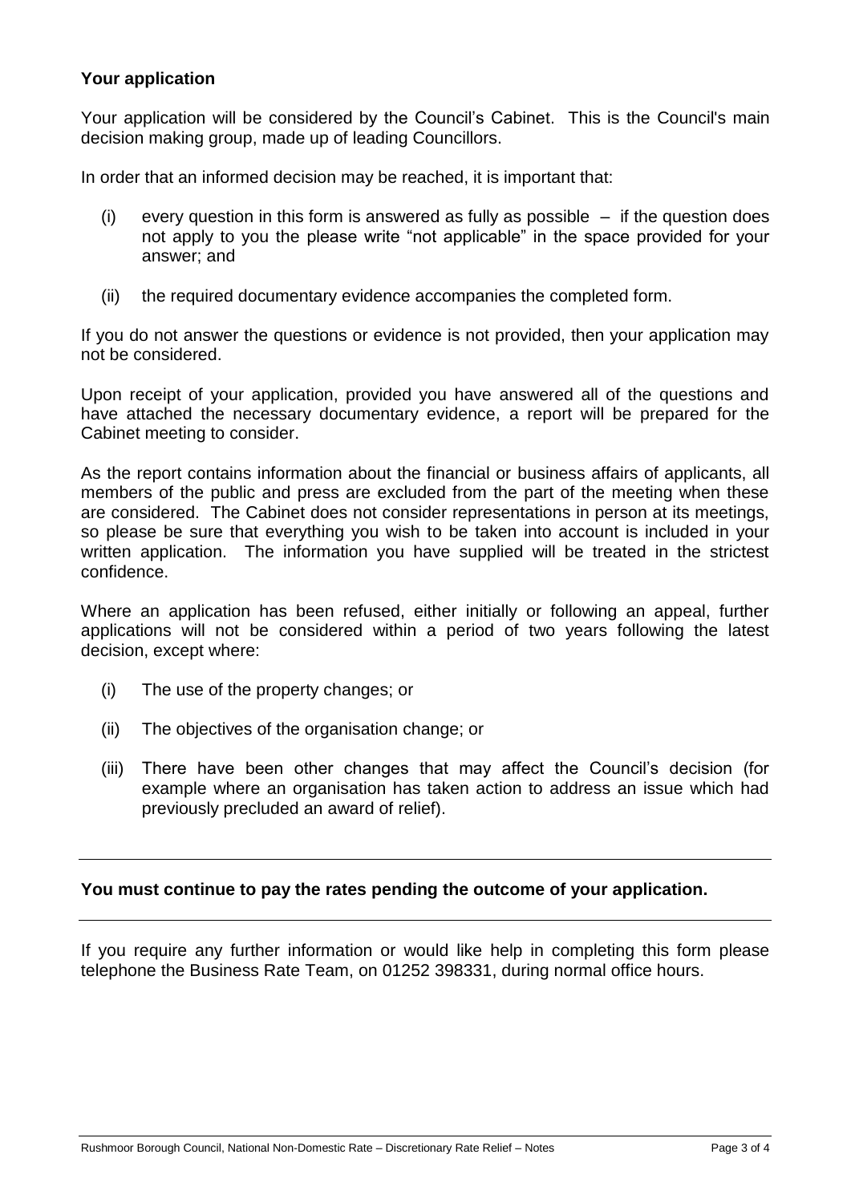## Your application

Your application will be considered by the Council's Cabinet. This is the Council's main decision making group, made up of leading Councillors.

In order that an informed decision may be reached, it is important that:

(i) every question in this form is answered as fully as possible – if the question does not apply to you the please write "not applicable" in the space provided for your answer; and

(ii) the required documentary evidence accompanies the completed form.

If you do not answer the questions or evidence is not provided, then your application may not be considered.

Upon receipt of your application, provided you have answered all of the questions and have attached the necessary documentary evidence, a report will be prepared for the Cabinet meeting to consider.

As the report contains information about the financial or business affairs of applicants, all members of the public and press are excluded from the part of the meeting when these are considered. The Cabinet does not consider representations in person at its meetings, so please be sure that everything you wish to be taken into account is included in your written application. The information you have supplied will be treated in the strictest confidence.

Where an application has been refused, either initially or following an appeal, further applications will not be considered within a period of two years following the latest decision, except where:

(i) The use of the property changes; or

(ii) The objectives of the organisation change; or

(iii) There have been other changes that may affect the Council's decision (for example where an organisation has taken action to address an issue which had previously precluded an award of relief).

---

**You must continue to pay the rates pending the outcome of your application.**

---

If you require any further information or would like help in completing this form please telephone the Business Rate Team, on 01252 398331, during normal office hours.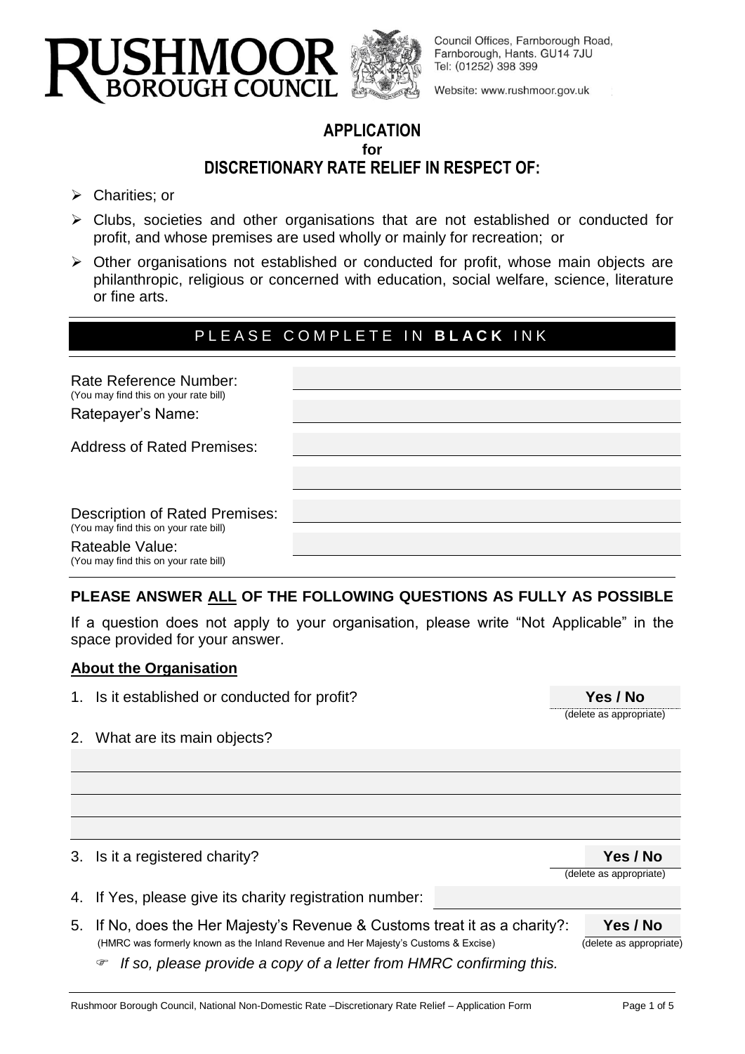RUSHMOOR BOROUGH COUNCIL

Council Offices, Farnborough Road, Farnborough, Hants. GU14 7JU
Tel: (01252) 398 399

Website: www.rushmoor.gov.uk

# APPLICATION
**for**
# DISCRETIONARY RATE RELIEF IN RESPECT OF:

- Charities; or
- Clubs, societies and other organisations that are not established or conducted for profit, and whose premises are used wholly or mainly for recreation; or
- Other organisations not established or conducted for profit, whose main objects are philanthropic, religious or concerned with education, social welfare, science, literature or fine arts.

PLEASE COMPLETE IN **BLACK** INK

Rate Reference Number: ____________________
(You may find this on your rate bill)

Ratepayer's Name: ____________________

Address of Rated Premises: ____________________

____________________

Description of Rated Premises: ____________________
(You may find this on your rate bill)

Rateable Value: ____________________
(You may find this on your rate bill)

**PLEASE ANSWER ALL OF THE FOLLOWING QUESTIONS AS FULLY AS POSSIBLE**

If a question does not apply to your organisation, please write "Not Applicable" in the space provided for your answer.

## About the Organisation

1. Is it established or conducted for profit? **Yes / No** (delete as appropriate)
2. What are its main objects?

____________________

____________________

____________________

____________________

3. Is it a registered charity? **Yes / No** (delete as appropriate)
4. If Yes, please give its charity registration number: ____________________
5. If No, does the Her Majesty's Revenue & Customs treat it as a charity?: **Yes / No** (delete as appropriate)
   (HMRC was formerly known as the Inland Revenue and Her Majesty's Customs & Excise)

   *If so, please provide a copy of a letter from HMRC confirming this.*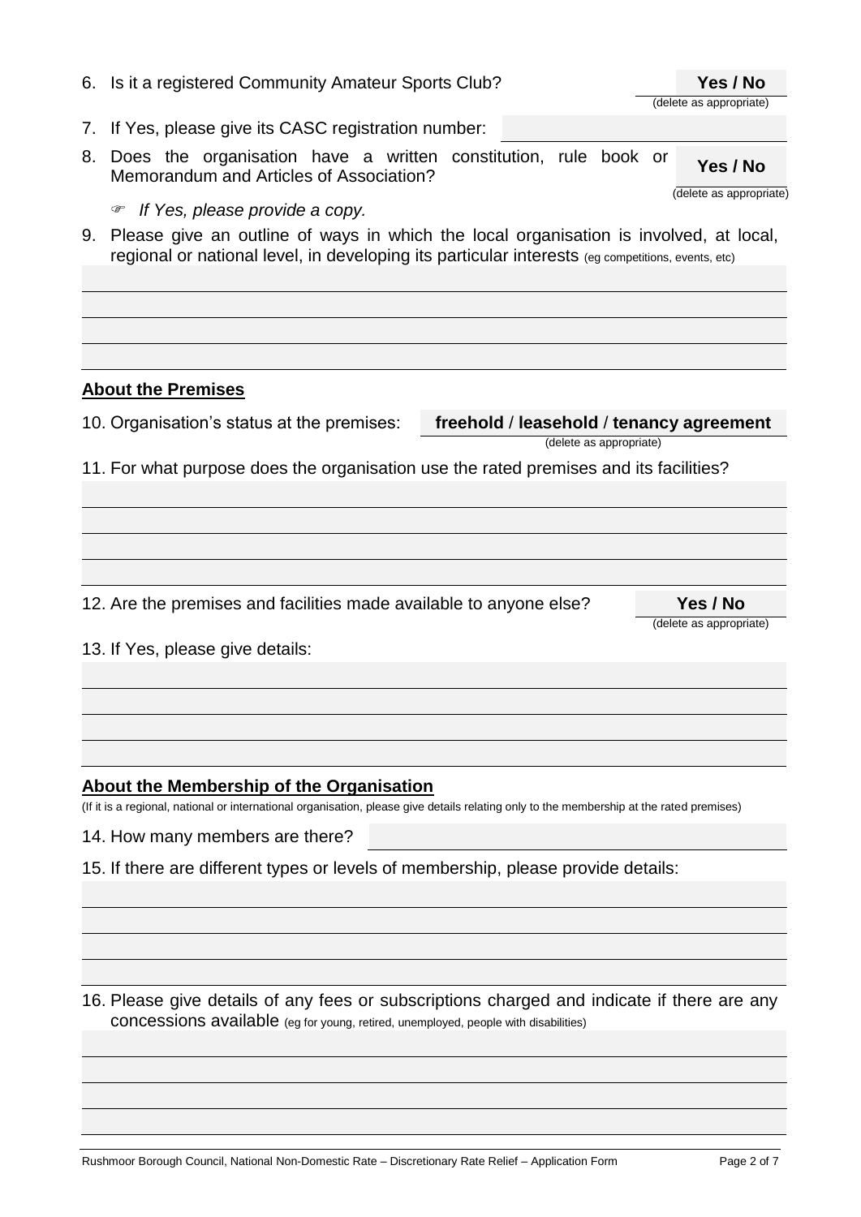6. Is it a registered Community Amateur Sports Club? **Yes / No** (delete as appropriate)

7. If Yes, please give its CASC registration number:

8. Does the organisation have a written constitution, rule book or Memorandum and Articles of Association? **Yes / No** (delete as appropriate)

   ☞ *If Yes, please provide a copy.*

9. Please give an outline of ways in which the local organisation is involved, at local, regional or national level, in developing its particular interests (eg competitions, events, etc)

## About the Premises

10. Organisation's status at the premises: **freehold** / **leasehold** / **tenancy agreement** (delete as appropriate)

11. For what purpose does the organisation use the rated premises and its facilities?

12. Are the premises and facilities made available to anyone else? **Yes / No** (delete as appropriate)

13. If Yes, please give details:

## About the Membership of the Organisation

(If it is a regional, national or international organisation, please give details relating only to the membership at the rated premises)

14. How many members are there?

15. If there are different types or levels of membership, please provide details:

16. Please give details of any fees or subscriptions charged and indicate if there are any concessions available (eg for young, retired, unemployed, people with disabilities)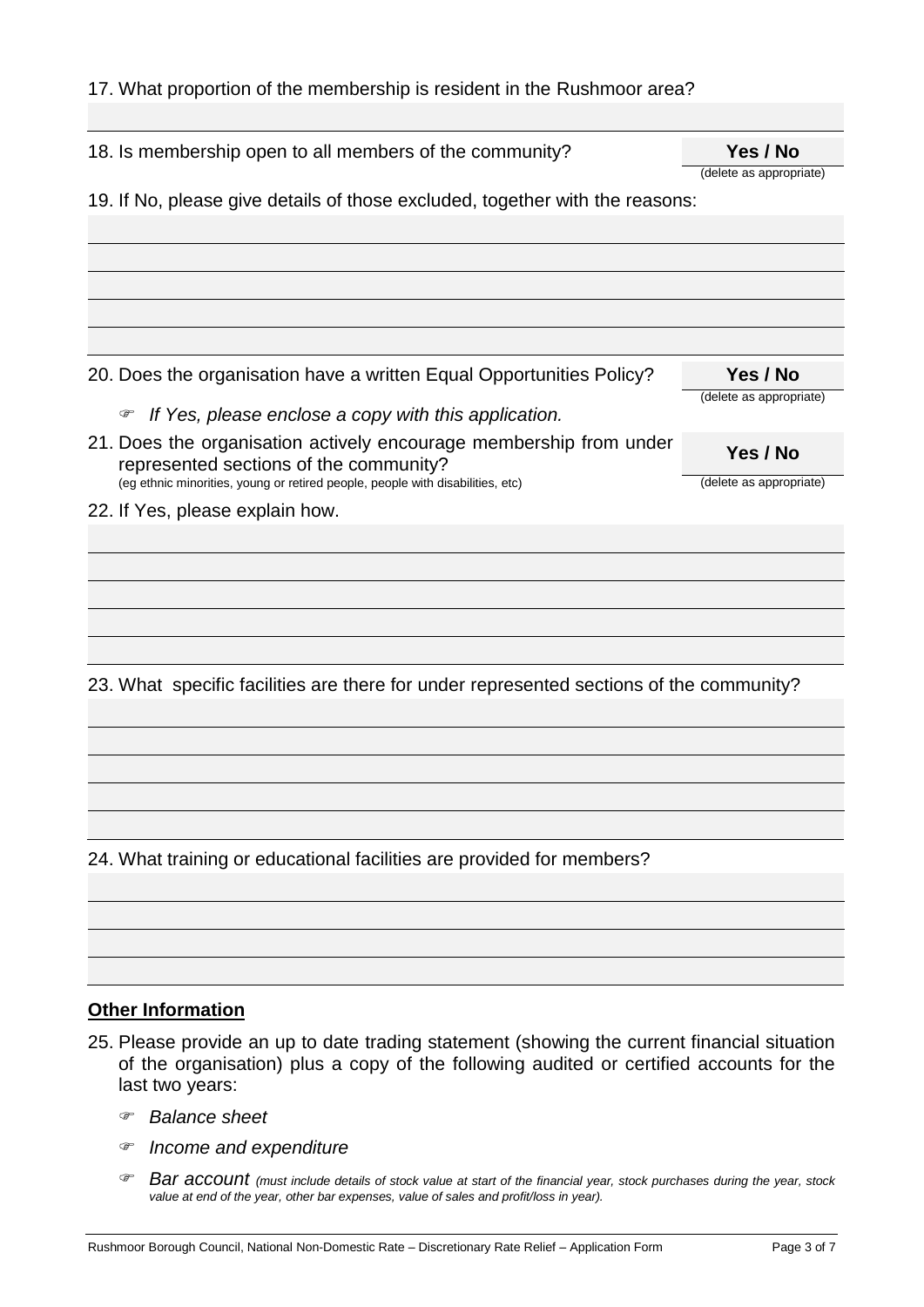17. What proportion of the membership is resident in the Rushmoor area?

18. Is membership open to all members of the community? **Yes / No** (delete as appropriate)

19. If No, please give details of those excluded, together with the reasons:

20. Does the organisation have a written Equal Opportunities Policy? **Yes / No** (delete as appropriate)

    - *If Yes, please enclose a copy with this application.*

21. Does the organisation actively encourage membership from under represented sections of the community? **Yes / No** (delete as appropriate)
    (eg ethnic minorities, young or retired people, people with disabilities, etc)

22. If Yes, please explain how.

23. What specific facilities are there for under represented sections of the community?

24. What training or educational facilities are provided for members?

## Other Information

25. Please provide an up to date trading statement (showing the current financial situation of the organisation) plus a copy of the following audited or certified accounts for the last two years:

    - *Balance sheet*
    - *Income and expenditure*
    - *Bar account (must include details of stock value at start of the financial year, stock purchases during the year, stock value at end of the year, other bar expenses, value of sales and profit/loss in year).*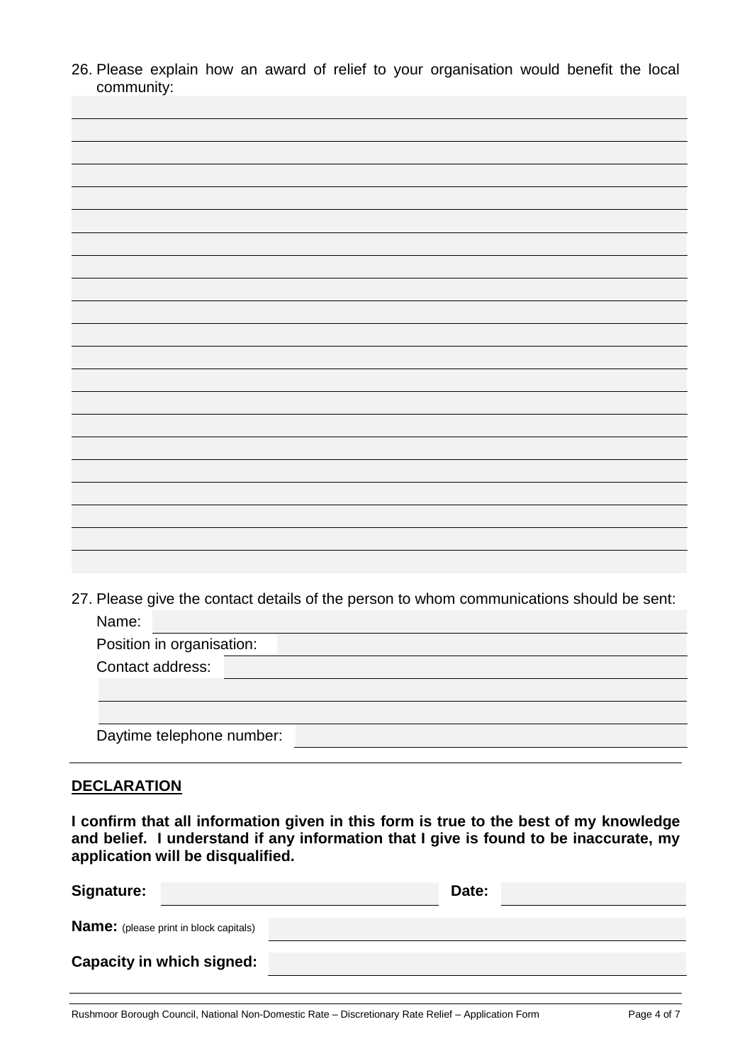26. Please explain how an award of relief to your organisation would benefit the local community:

27. Please give the contact details of the person to whom communications should be sent:

Name:

Position in organisation:

Contact address:

Daytime telephone number:

## DECLARATION

**I confirm that all information given in this form is true to the best of my knowledge and belief. I understand if any information that I give is found to be inaccurate, my application will be disqualified.**

**Signature:** **Date:**

**Name:** (please print in block capitals)

**Capacity in which signed:**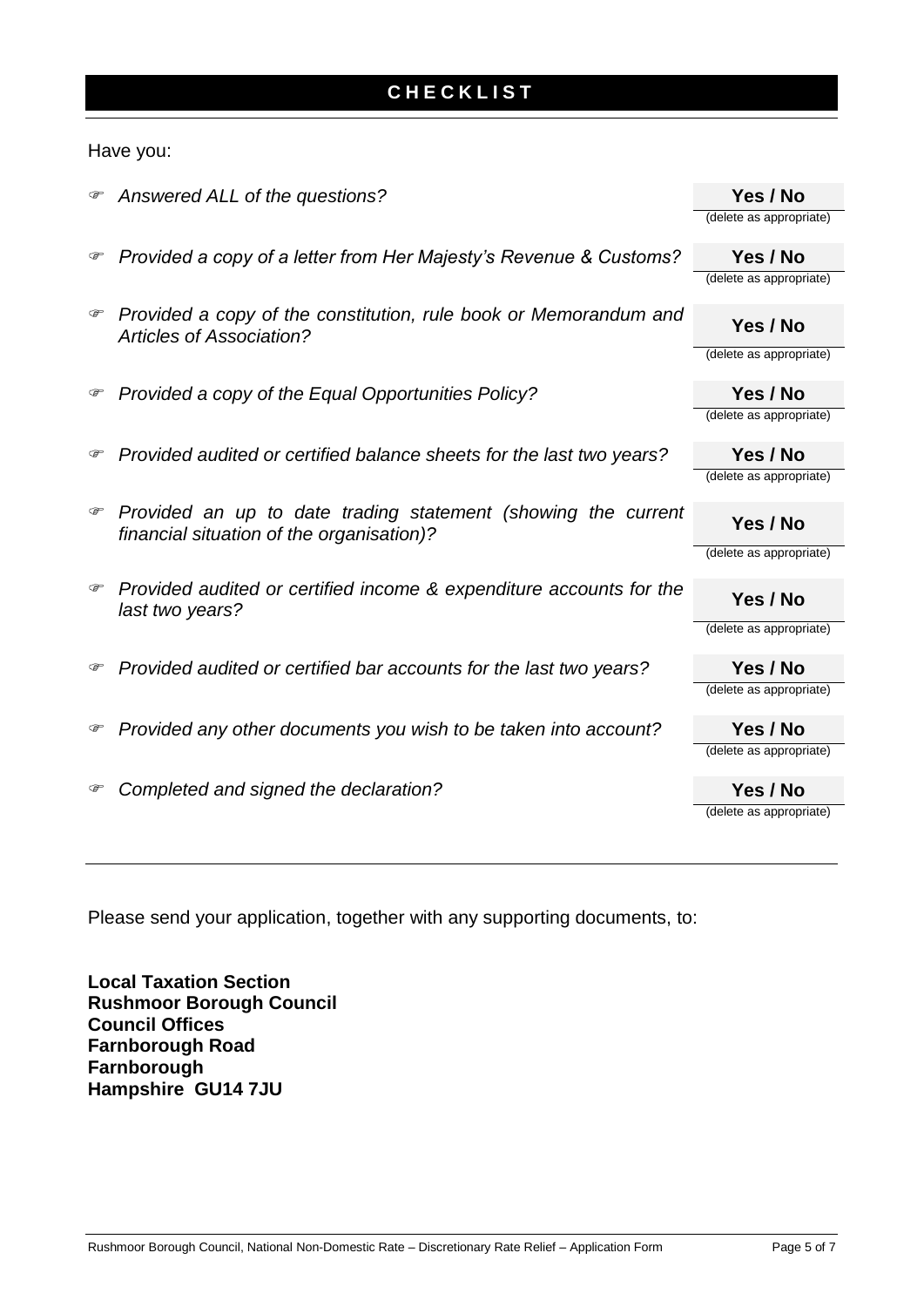# CHECKLIST

Have you:

| | |
|---|---|
| ☞ *Answered ALL of the questions?* | **Yes / No** (delete as appropriate) |
| ☞ *Provided a copy of a letter from Her Majesty's Revenue & Customs?* | **Yes / No** (delete as appropriate) |
| ☞ *Provided a copy of the constitution, rule book or Memorandum and Articles of Association?* | **Yes / No** (delete as appropriate) |
| ☞ *Provided a copy of the Equal Opportunities Policy?* | **Yes / No** (delete as appropriate) |
| ☞ *Provided audited or certified balance sheets for the last two years?* | **Yes / No** (delete as appropriate) |
| ☞ *Provided an up to date trading statement (showing the current financial situation of the organisation)?* | **Yes / No** (delete as appropriate) |
| ☞ *Provided audited or certified income & expenditure accounts for the last two years?* | **Yes / No** (delete as appropriate) |
| ☞ *Provided audited or certified bar accounts for the last two years?* | **Yes / No** (delete as appropriate) |
| ☞ *Provided any other documents you wish to be taken into account?* | **Yes / No** (delete as appropriate) |
| ☞ *Completed and signed the declaration?* | **Yes / No** (delete as appropriate) |

Please send your application, together with any supporting documents, to:

**Local Taxation Section**
**Rushmoor Borough Council**
**Council Offices**
**Farnborough Road**
**Farnborough**
**Hampshire GU14 7JU**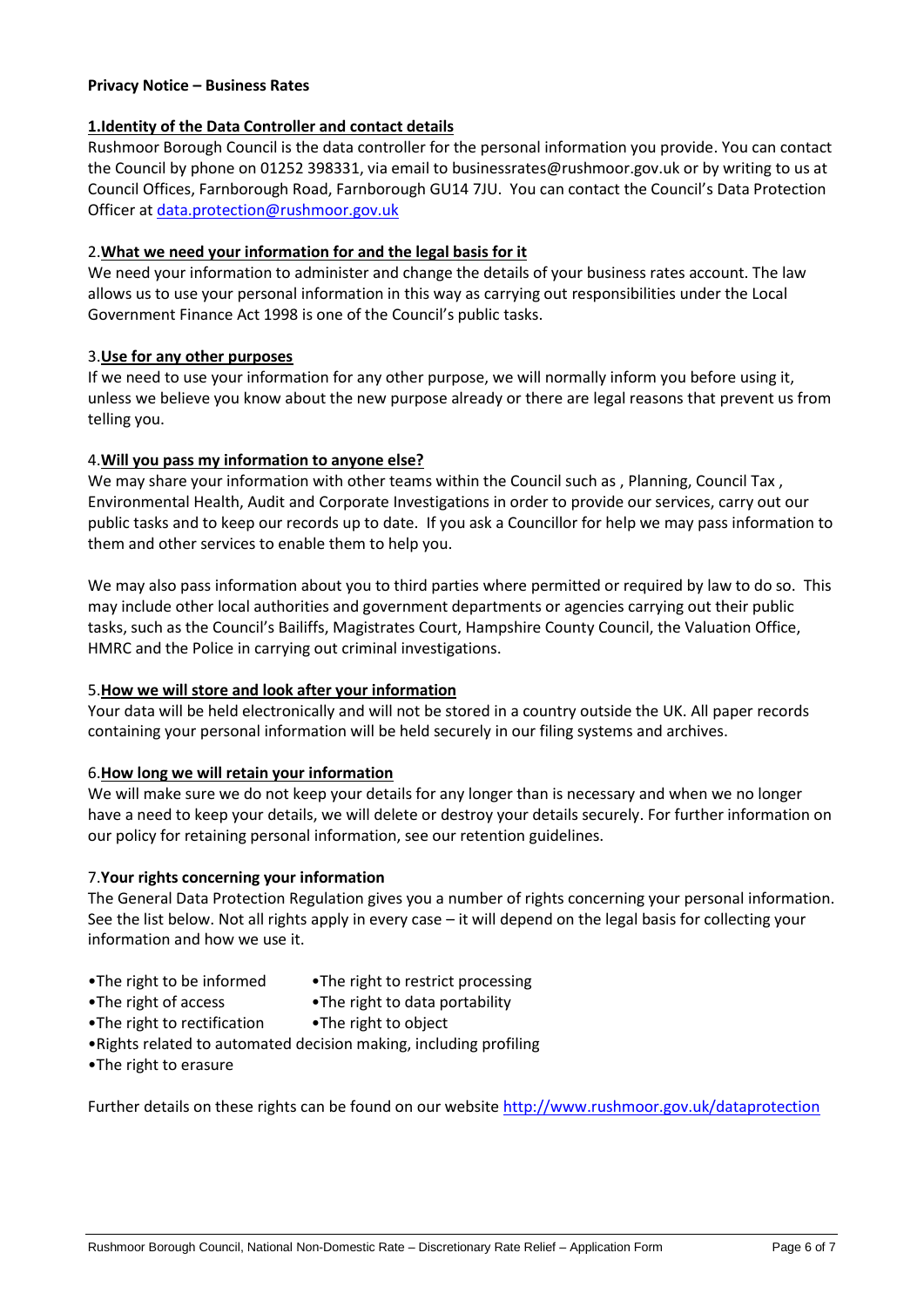**Privacy Notice – Business Rates**

**1.Identity of the Data Controller and contact details**

Rushmoor Borough Council is the data controller for the personal information you provide. You can contact the Council by phone on 01252 398331, via email to businessrates@rushmoor.gov.uk or by writing to us at Council Offices, Farnborough Road, Farnborough GU14 7JU. You can contact the Council's Data Protection Officer at data.protection@rushmoor.gov.uk

2.**What we need your information for and the legal basis for it**

We need your information to administer and change the details of your business rates account. The law allows us to use your personal information in this way as carrying out responsibilities under the Local Government Finance Act 1998 is one of the Council's public tasks.

3.**Use for any other purposes**

If we need to use your information for any other purpose, we will normally inform you before using it, unless we believe you know about the new purpose already or there are legal reasons that prevent us from telling you.

4.**Will you pass my information to anyone else?**

We may share your information with other teams within the Council such as , Planning, Council Tax , Environmental Health, Audit and Corporate Investigations in order to provide our services, carry out our public tasks and to keep our records up to date. If you ask a Councillor for help we may pass information to them and other services to enable them to help you.

We may also pass information about you to third parties where permitted or required by law to do so. This may include other local authorities and government departments or agencies carrying out their public tasks, such as the Council's Bailiffs, Magistrates Court, Hampshire County Council, the Valuation Office, HMRC and the Police in carrying out criminal investigations.

5.**How we will store and look after your information**

Your data will be held electronically and will not be stored in a country outside the UK. All paper records containing your personal information will be held securely in our filing systems and archives.

6.**How long we will retain your information**

We will make sure we do not keep your details for any longer than is necessary and when we no longer have a need to keep your details, we will delete or destroy your details securely. For further information on our policy for retaining personal information, see our retention guidelines.

7.**Your rights concerning your information**

The General Data Protection Regulation gives you a number of rights concerning your personal information. See the list below. Not all rights apply in every case – it will depend on the legal basis for collecting your information and how we use it.

- The right to be informed
- The right of access
- The right to rectification
- The right to restrict processing
- The right to data portability
- The right to object
- Rights related to automated decision making, including profiling
- The right to erasure

Further details on these rights can be found on our website http://www.rushmoor.gov.uk/dataprotection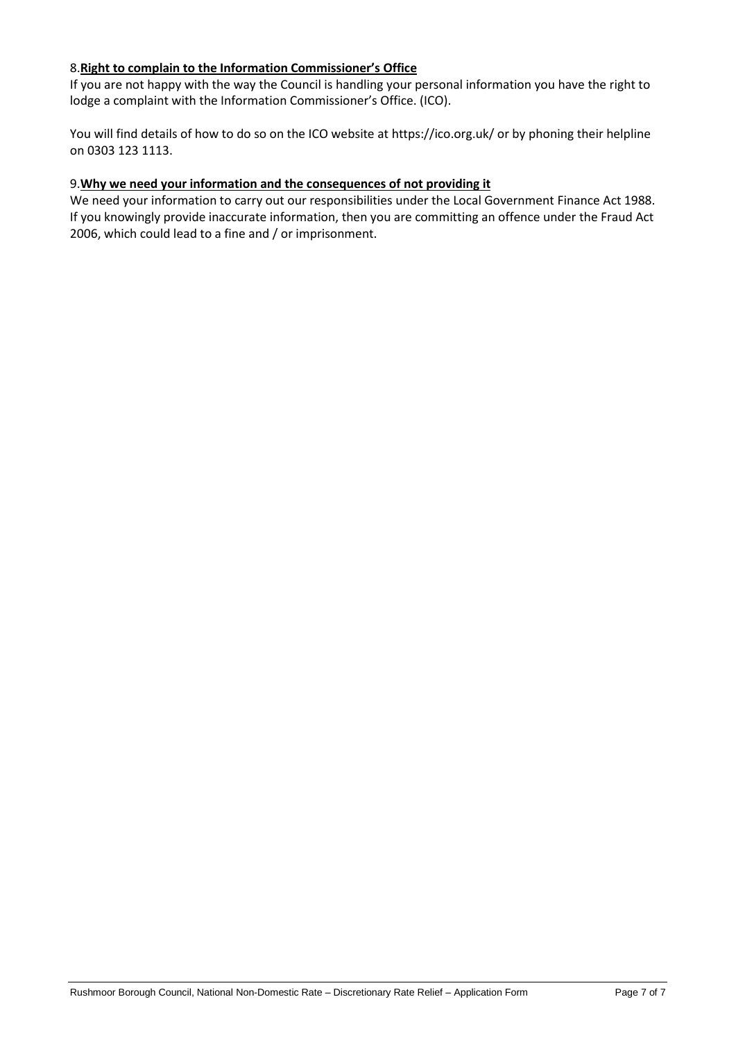8. **Right to complain to the Information Commissioner's Office**

If you are not happy with the way the Council is handling your personal information you have the right to lodge a complaint with the Information Commissioner's Office. (ICO).

You will find details of how to do so on the ICO website at https://ico.org.uk/ or by phoning their helpline on 0303 123 1113.

9. **Why we need your information and the consequences of not providing it**

We need your information to carry out our responsibilities under the Local Government Finance Act 1988. If you knowingly provide inaccurate information, then you are committing an offence under the Fraud Act 2006, which could lead to a fine and / or imprisonment.